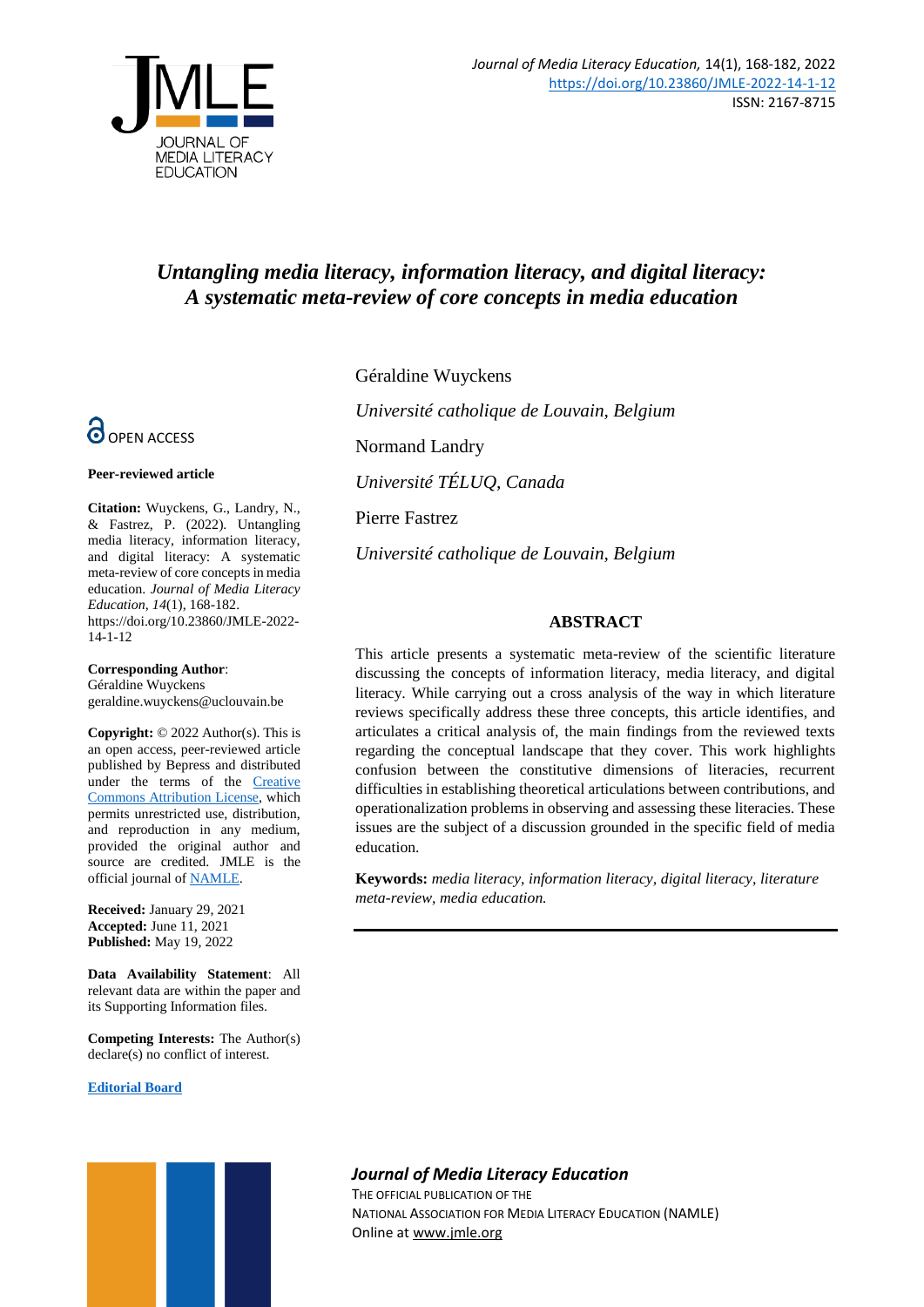*Journal of Media Literacy Education,* 14(1), 168-182, 2022
https://doi.org/10.23860/JMLE-2022-14-1-12
ISSN: 2167-8715

# *Untangling media literacy, information literacy, and digital literacy: A systematic meta-review of core concepts in media education*

Géraldine Wuyckens

*Université catholique de Louvain, Belgium*

Normand Landry

*Université TÉLUQ, Canada*

Pierre Fastrez

*Université catholique de Louvain, Belgium*

OPEN ACCESS

**Peer-reviewed article**

**Citation:** Wuyckens, G., Landry, N., & Fastrez, P. (2022). Untangling media literacy, information literacy, and digital literacy: A systematic meta-review of core concepts in media education. *Journal of Media Literacy Education, 14*(1), 168-182. https://doi.org/10.23860/JMLE-2022-14-1-12

**Corresponding Author**:
Géraldine Wuyckens
geraldine.wuyckens@uclouvain.be

**Copyright:** © 2022 Author(s). This is an open access, peer-reviewed article published by Bepress and distributed under the terms of the Creative Commons Attribution License, which permits unrestricted use, distribution, and reproduction in any medium, provided the original author and source are credited. JMLE is the official journal of NAMLE.

**Received:** January 29, 2021
**Accepted:** June 11, 2021
**Published:** May 19, 2022

**Data Availability Statement**: All relevant data are within the paper and its Supporting Information files.

**Competing Interests:** The Author(s) declare(s) no conflict of interest.

**Editorial Board**

## ABSTRACT

This article presents a systematic meta-review of the scientific literature discussing the concepts of information literacy, media literacy, and digital literacy. While carrying out a cross analysis of the way in which literature reviews specifically address these three concepts, this article identifies, and articulates a critical analysis of, the main findings from the reviewed texts regarding the conceptual landscape that they cover. This work highlights confusion between the constitutive dimensions of literacies, recurrent difficulties in establishing theoretical articulations between contributions, and operationalization problems in observing and assessing these literacies. These issues are the subject of a discussion grounded in the specific field of media education.

**Keywords:** *media literacy, information literacy, digital literacy, literature meta-review, media education.*

***Journal of Media Literacy Education***
THE OFFICIAL PUBLICATION OF THE
NATIONAL ASSOCIATION FOR MEDIA LITERACY EDUCATION (NAMLE)
Online at www.jmle.org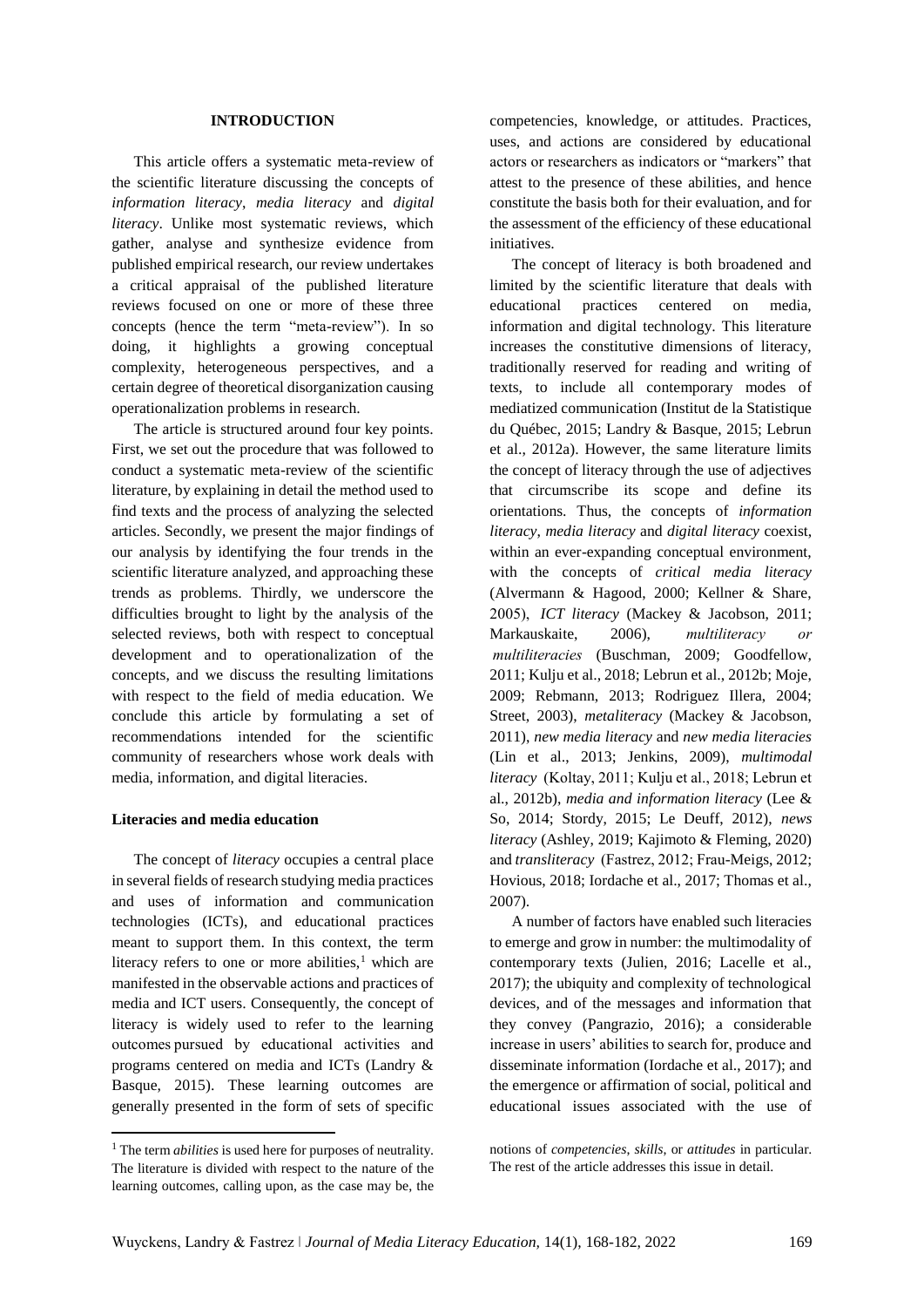## INTRODUCTION

This article offers a systematic meta-review of the scientific literature discussing the concepts of *information literacy*, *media literacy* and *digital literacy*. Unlike most systematic reviews, which gather, analyse and synthesize evidence from published empirical research, our review undertakes a critical appraisal of the published literature reviews focused on one or more of these three concepts (hence the term "meta-review"). In so doing, it highlights a growing conceptual complexity, heterogeneous perspectives, and a certain degree of theoretical disorganization causing operationalization problems in research.

The article is structured around four key points. First, we set out the procedure that was followed to conduct a systematic meta-review of the scientific literature, by explaining in detail the method used to find texts and the process of analyzing the selected articles. Secondly, we present the major findings of our analysis by identifying the four trends in the scientific literature analyzed, and approaching these trends as problems. Thirdly, we underscore the difficulties brought to light by the analysis of the selected reviews, both with respect to conceptual development and to operationalization of the concepts, and we discuss the resulting limitations with respect to the field of media education. We conclude this article by formulating a set of recommendations intended for the scientific community of researchers whose work deals with media, information, and digital literacies.

### Literacies and media education

The concept of *literacy* occupies a central place in several fields of research studying media practices and uses of information and communication technologies (ICTs), and educational practices meant to support them. In this context, the term literacy refers to one or more abilities,[1] which are manifested in the observable actions and practices of media and ICT users. Consequently, the concept of literacy is widely used to refer to the learning outcomes pursued by educational activities and programs centered on media and ICTs (Landry & Basque, 2015). These learning outcomes are generally presented in the form of sets of specific competencies, knowledge, or attitudes. Practices, uses, and actions are considered by educational actors or researchers as indicators or "markers" that attest to the presence of these abilities, and hence constitute the basis both for their evaluation, and for the assessment of the efficiency of these educational initiatives.

The concept of literacy is both broadened and limited by the scientific literature that deals with educational practices centered on media, information and digital technology. This literature increases the constitutive dimensions of literacy, traditionally reserved for reading and writing of texts, to include all contemporary modes of mediatized communication (Institut de la Statistique du Québec, 2015; Landry & Basque, 2015; Lebrun et al., 2012a). However, the same literature limits the concept of literacy through the use of adjectives that circumscribe its scope and define its orientations. Thus, the concepts of *information literacy*, *media literacy* and *digital literacy* coexist, within an ever-expanding conceptual environment, with the concepts of *critical media literacy* (Alvermann & Hagood, 2000; Kellner & Share, 2005), *ICT literacy* (Mackey & Jacobson, 2011; Markauskaite, 2006), *multiliteracy or multiliteracies* (Buschman, 2009; Goodfellow, 2011; Kulju et al., 2018; Lebrun et al., 2012b; Moje, 2009; Rebmann, 2013; Rodriguez Illera, 2004; Street, 2003), *metaliteracy* (Mackey & Jacobson, 2011), *new media literacy* and *new media literacies* (Lin et al., 2013; Jenkins, 2009), *multimodal literacy* (Koltay, 2011; Kulju et al., 2018; Lebrun et al., 2012b), *media and information literacy* (Lee & So, 2014; Stordy, 2015; Le Deuff, 2012), *news literacy* (Ashley, 2019; Kajimoto & Fleming, 2020) and *transliteracy* (Fastrez, 2012; Frau-Meigs, 2012; Hovious, 2018; Iordache et al., 2017; Thomas et al., 2007).

A number of factors have enabled such literacies to emerge and grow in number: the multimodality of contemporary texts (Julien, 2016; Lacelle et al., 2017); the ubiquity and complexity of technological devices, and of the messages and information that they convey (Pangrazio, 2016); a considerable increase in users' abilities to search for, produce and disseminate information (Iordache et al., 2017); and the emergence or affirmation of social, political and educational issues associated with the use of

[1] The term *abilities* is used here for purposes of neutrality. The literature is divided with respect to the nature of the learning outcomes, calling upon, as the case may be, the notions of *competencies*, *skills*, or *attitudes* in particular. The rest of the article addresses this issue in detail.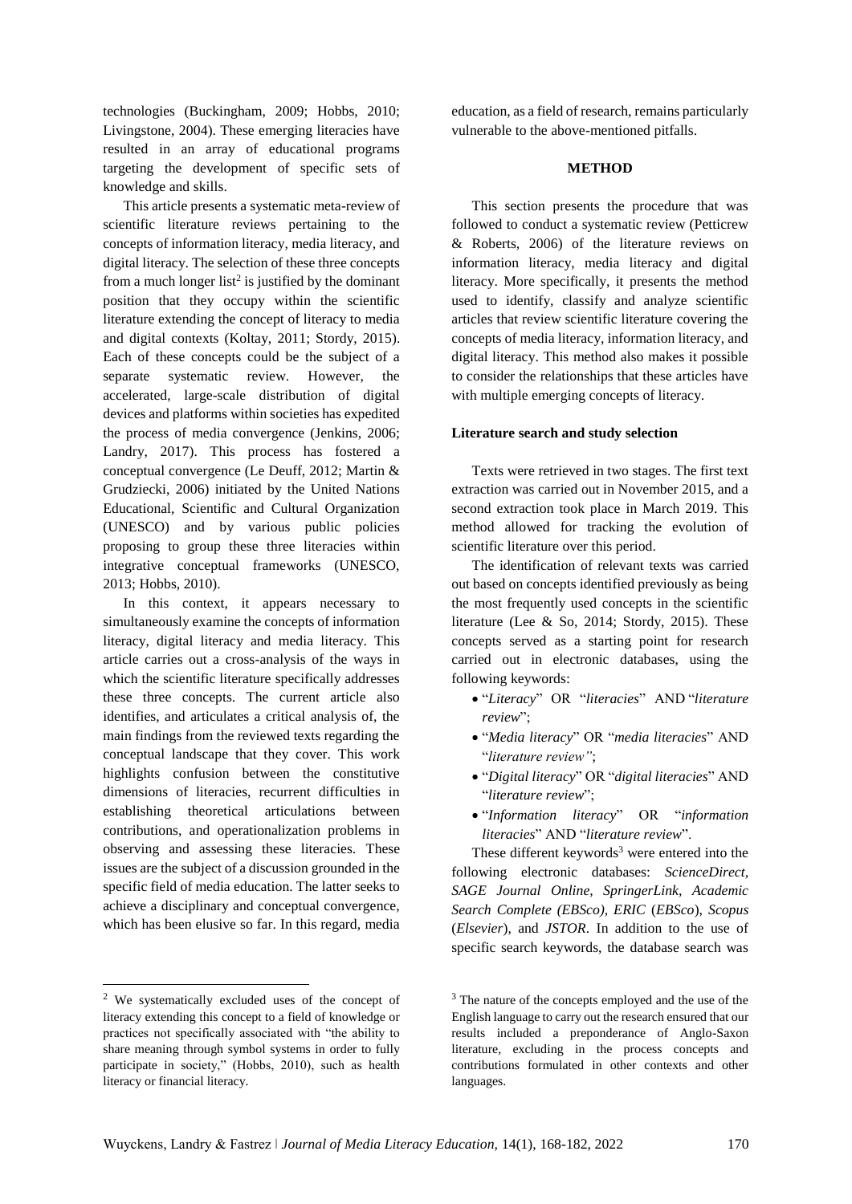technologies (Buckingham, 2009; Hobbs, 2010; Livingstone, 2004). These emerging literacies have resulted in an array of educational programs targeting the development of specific sets of knowledge and skills.

This article presents a systematic meta-review of scientific literature reviews pertaining to the concepts of information literacy, media literacy, and digital literacy. The selection of these three concepts from a much longer list[2] is justified by the dominant position that they occupy within the scientific literature extending the concept of literacy to media and digital contexts (Koltay, 2011; Stordy, 2015). Each of these concepts could be the subject of a separate systematic review. However, the accelerated, large-scale distribution of digital devices and platforms within societies has expedited the process of media convergence (Jenkins, 2006; Landry, 2017). This process has fostered a conceptual convergence (Le Deuff, 2012; Martin & Grudziecki, 2006) initiated by the United Nations Educational, Scientific and Cultural Organization (UNESCO) and by various public policies proposing to group these three literacies within integrative conceptual frameworks (UNESCO, 2013; Hobbs, 2010).

In this context, it appears necessary to simultaneously examine the concepts of information literacy, digital literacy and media literacy. This article carries out a cross-analysis of the ways in which the scientific literature specifically addresses these three concepts. The current article also identifies, and articulates a critical analysis of, the main findings from the reviewed texts regarding the conceptual landscape that they cover. This work highlights confusion between the constitutive dimensions of literacies, recurrent difficulties in establishing theoretical articulations between contributions, and operationalization problems in observing and assessing these literacies. These issues are the subject of a discussion grounded in the specific field of media education. The latter seeks to achieve a disciplinary and conceptual convergence, which has been elusive so far. In this regard, media education, as a field of research, remains particularly vulnerable to the above-mentioned pitfalls.

## METHOD

This section presents the procedure that was followed to conduct a systematic review (Petticrew & Roberts, 2006) of the literature reviews on information literacy, media literacy and digital literacy. More specifically, it presents the method used to identify, classify and analyze scientific articles that review scientific literature covering the concepts of media literacy, information literacy, and digital literacy. This method also makes it possible to consider the relationships that these articles have with multiple emerging concepts of literacy.

### Literature search and study selection

Texts were retrieved in two stages. The first text extraction was carried out in November 2015, and a second extraction took place in March 2019. This method allowed for tracking the evolution of scientific literature over this period.

The identification of relevant texts was carried out based on concepts identified previously as being the most frequently used concepts in the scientific literature (Lee & So, 2014; Stordy, 2015). These concepts served as a starting point for research carried out in electronic databases, using the following keywords:

- "*Literacy*" OR "*literacies*" AND "*literature review*";
- "*Media literacy*" OR "*media literacies*" AND "*literature review"*;
- "*Digital literacy*" OR "*digital literacies*" AND "*literature review*";
- "*Information literacy*" OR "*information literacies*" AND "*literature review*".

These different keywords[3] were entered into the following electronic databases: *ScienceDirect*, *SAGE Journal Online*, *SpringerLink*, *Academic Search Complete (EBSco)*, *ERIC* (*EBSco*), *Scopus* (*Elsevier*), and *JSTOR*. In addition to the use of specific search keywords, the database search was

[2] We systematically excluded uses of the concept of literacy extending this concept to a field of knowledge or practices not specifically associated with "the ability to share meaning through symbol systems in order to fully participate in society," (Hobbs, 2010), such as health literacy or financial literacy.

[3] The nature of the concepts employed and the use of the English language to carry out the research ensured that our results included a preponderance of Anglo-Saxon literature, excluding in the process concepts and contributions formulated in other contexts and other languages.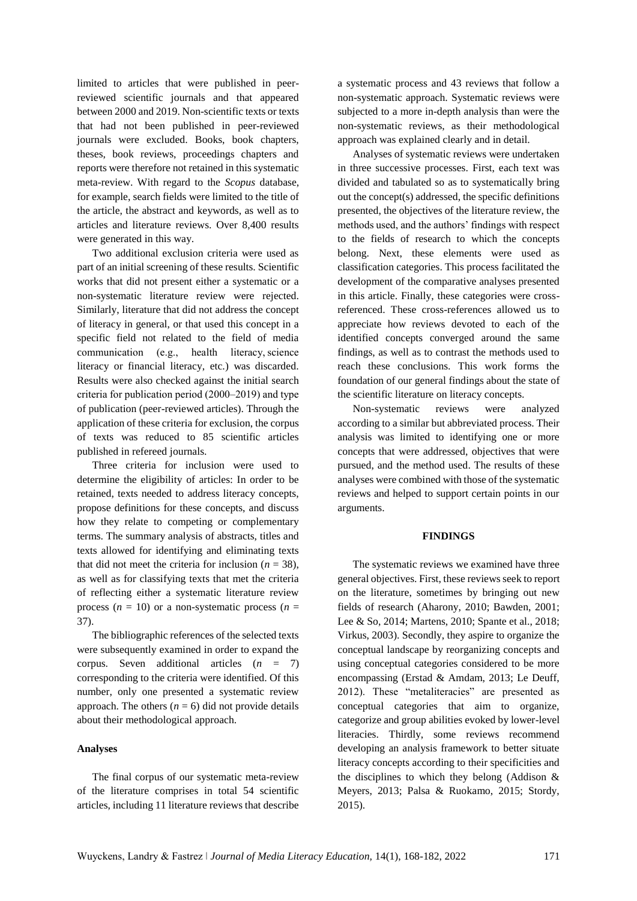limited to articles that were published in peer-reviewed scientific journals and that appeared between 2000 and 2019. Non-scientific texts or texts that had not been published in peer-reviewed journals were excluded. Books, book chapters, theses, book reviews, proceedings chapters and reports were therefore not retained in this systematic meta-review. With regard to the *Scopus* database, for example, search fields were limited to the title of the article, the abstract and keywords, as well as to articles and literature reviews. Over 8,400 results were generated in this way.

Two additional exclusion criteria were used as part of an initial screening of these results. Scientific works that did not present either a systematic or a non-systematic literature review were rejected. Similarly, literature that did not address the concept of literacy in general, or that used this concept in a specific field not related to the field of media communication (e.g., health literacy, science literacy or financial literacy, etc.) was discarded. Results were also checked against the initial search criteria for publication period (2000–2019) and type of publication (peer-reviewed articles). Through the application of these criteria for exclusion, the corpus of texts was reduced to 85 scientific articles published in refereed journals.

Three criteria for inclusion were used to determine the eligibility of articles: In order to be retained, texts needed to address literacy concepts, propose definitions for these concepts, and discuss how they relate to competing or complementary terms. The summary analysis of abstracts, titles and texts allowed for identifying and eliminating texts that did not meet the criteria for inclusion ($n$ = 38), as well as for classifying texts that met the criteria of reflecting either a systematic literature review process ($n$ = 10) or a non-systematic process ($n$ = 37).

The bibliographic references of the selected texts were subsequently examined in order to expand the corpus. Seven additional articles ($n$ = 7) corresponding to the criteria were identified. Of this number, only one presented a systematic review approach. The others ($n$ = 6) did not provide details about their methodological approach.

**Analyses**

The final corpus of our systematic meta-review of the literature comprises in total 54 scientific articles, including 11 literature reviews that describe a systematic process and 43 reviews that follow a non-systematic approach. Systematic reviews were subjected to a more in-depth analysis than were the non-systematic reviews, as their methodological approach was explained clearly and in detail.

Analyses of systematic reviews were undertaken in three successive processes. First, each text was divided and tabulated so as to systematically bring out the concept(s) addressed, the specific definitions presented, the objectives of the literature review, the methods used, and the authors' findings with respect to the fields of research to which the concepts belong. Next, these elements were used as classification categories. This process facilitated the development of the comparative analyses presented in this article. Finally, these categories were cross-referenced. These cross-references allowed us to appreciate how reviews devoted to each of the identified concepts converged around the same findings, as well as to contrast the methods used to reach these conclusions. This work forms the foundation of our general findings about the state of the scientific literature on literacy concepts.

Non-systematic reviews were analyzed according to a similar but abbreviated process. Their analysis was limited to identifying one or more concepts that were addressed, objectives that were pursued, and the method used. The results of these analyses were combined with those of the systematic reviews and helped to support certain points in our arguments.

## FINDINGS

The systematic reviews we examined have three general objectives. First, these reviews seek to report on the literature, sometimes by bringing out new fields of research (Aharony, 2010; Bawden, 2001; Lee & So, 2014; Martens, 2010; Spante et al., 2018; Virkus, 2003). Secondly, they aspire to organize the conceptual landscape by reorganizing concepts and using conceptual categories considered to be more encompassing (Erstad & Amdam, 2013; Le Deuff, 2012). These "metaliteracies" are presented as conceptual categories that aim to organize, categorize and group abilities evoked by lower-level literacies. Thirdly, some reviews recommend developing an analysis framework to better situate literacy concepts according to their specificities and the disciplines to which they belong (Addison & Meyers, 2013; Palsa & Ruokamo, 2015; Stordy, 2015).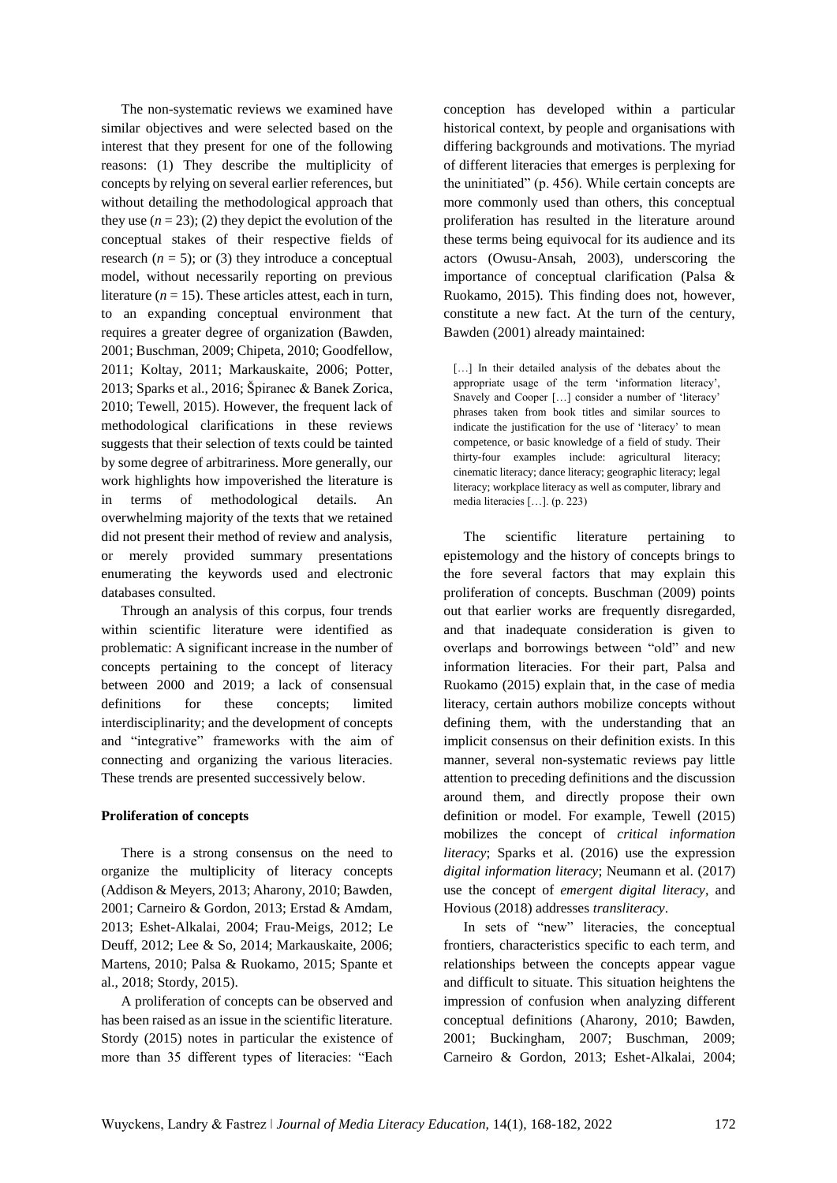The non-systematic reviews we examined have similar objectives and were selected based on the interest that they present for one of the following reasons: (1) They describe the multiplicity of concepts by relying on several earlier references, but without detailing the methodological approach that they use ($n = 23$); (2) they depict the evolution of the conceptual stakes of their respective fields of research ($n = 5$); or (3) they introduce a conceptual model, without necessarily reporting on previous literature ($n = 15$). These articles attest, each in turn, to an expanding conceptual environment that requires a greater degree of organization (Bawden, 2001; Buschman, 2009; Chipeta, 2010; Goodfellow, 2011; Koltay, 2011; Markauskaite, 2006; Potter, 2013; Sparks et al., 2016; Špiranec & Banek Zorica, 2010; Tewell, 2015). However, the frequent lack of methodological clarifications in these reviews suggests that their selection of texts could be tainted by some degree of arbitrariness. More generally, our work highlights how impoverished the literature is in terms of methodological details. An overwhelming majority of the texts that we retained did not present their method of review and analysis, or merely provided summary presentations enumerating the keywords used and electronic databases consulted.

Through an analysis of this corpus, four trends within scientific literature were identified as problematic: A significant increase in the number of concepts pertaining to the concept of literacy between 2000 and 2019; a lack of consensual definitions for these concepts; limited interdisciplinarity; and the development of concepts and "integrative" frameworks with the aim of connecting and organizing the various literacies. These trends are presented successively below.

**Proliferation of concepts**

There is a strong consensus on the need to organize the multiplicity of literacy concepts (Addison & Meyers, 2013; Aharony, 2010; Bawden, 2001; Carneiro & Gordon, 2013; Erstad & Amdam, 2013; Eshet-Alkalai, 2004; Frau-Meigs, 2012; Le Deuff, 2012; Lee & So, 2014; Markauskaite, 2006; Martens, 2010; Palsa & Ruokamo, 2015; Spante et al., 2018; Stordy, 2015).

A proliferation of concepts can be observed and has been raised as an issue in the scientific literature. Stordy (2015) notes in particular the existence of more than 35 different types of literacies: "Each conception has developed within a particular historical context, by people and organisations with differing backgrounds and motivations. The myriad of different literacies that emerges is perplexing for the uninitiated" (p. 456). While certain concepts are more commonly used than others, this conceptual proliferation has resulted in the literature around these terms being equivocal for its audience and its actors (Owusu-Ansah, 2003), underscoring the importance of conceptual clarification (Palsa & Ruokamo, 2015). This finding does not, however, constitute a new fact. At the turn of the century, Bawden (2001) already maintained:

> […] In their detailed analysis of the debates about the appropriate usage of the term 'information literacy', Snavely and Cooper […] consider a number of 'literacy' phrases taken from book titles and similar sources to indicate the justification for the use of 'literacy' to mean competence, or basic knowledge of a field of study. Their thirty-four examples include: agricultural literacy; cinematic literacy; dance literacy; geographic literacy; legal literacy; workplace literacy as well as computer, library and media literacies […]. (p. 223)

The scientific literature pertaining to epistemology and the history of concepts brings to the fore several factors that may explain this proliferation of concepts. Buschman (2009) points out that earlier works are frequently disregarded, and that inadequate consideration is given to overlaps and borrowings between "old" and new information literacies. For their part, Palsa and Ruokamo (2015) explain that, in the case of media literacy, certain authors mobilize concepts without defining them, with the understanding that an implicit consensus on their definition exists. In this manner, several non-systematic reviews pay little attention to preceding definitions and the discussion around them, and directly propose their own definition or model. For example, Tewell (2015) mobilizes the concept of *critical information literacy*; Sparks et al. (2016) use the expression *digital information literacy*; Neumann et al. (2017) use the concept of *emergent digital literacy*, and Hovious (2018) addresses *transliteracy*.

In sets of "new" literacies, the conceptual frontiers, characteristics specific to each term, and relationships between the concepts appear vague and difficult to situate. This situation heightens the impression of confusion when analyzing different conceptual definitions (Aharony, 2010; Bawden, 2001; Buckingham, 2007; Buschman, 2009; Carneiro & Gordon, 2013; Eshet-Alkalai, 2004;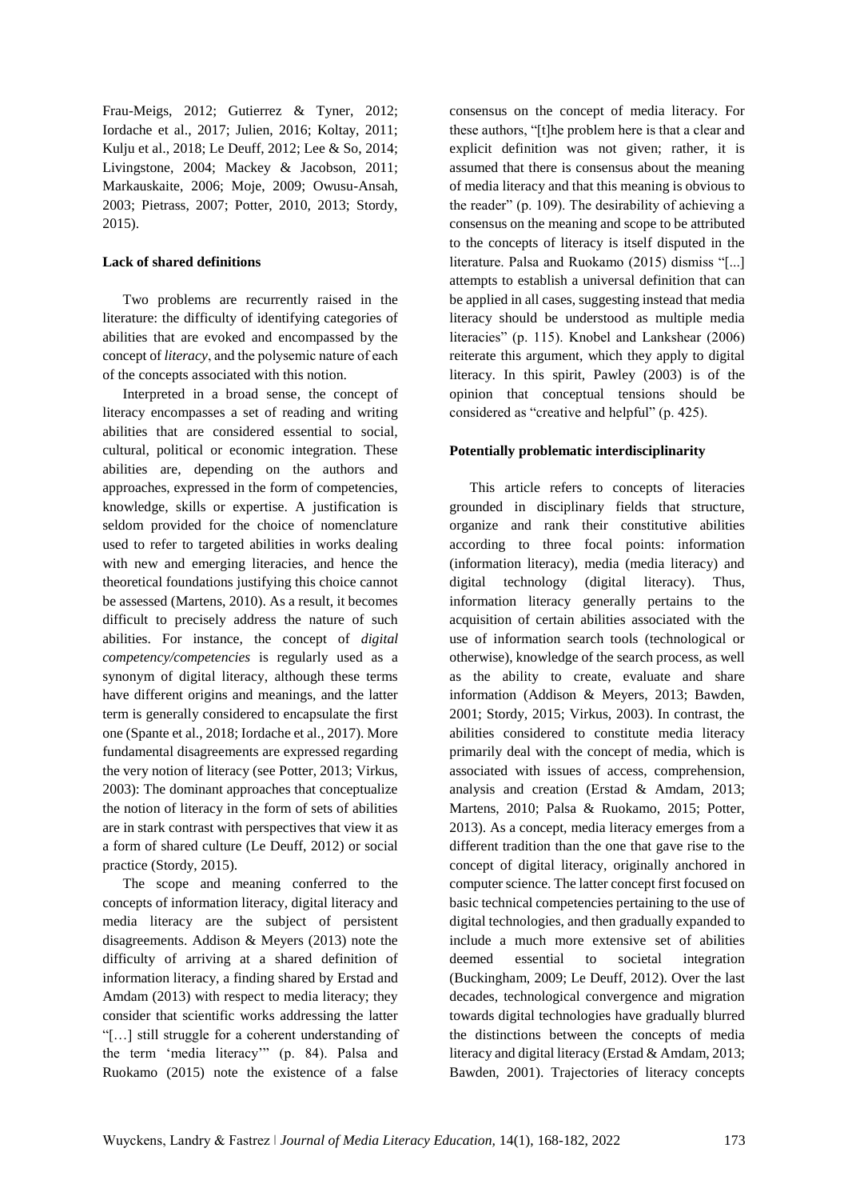Frau-Meigs, 2012; Gutierrez & Tyner, 2012; Iordache et al., 2017; Julien, 2016; Koltay, 2011; Kulju et al., 2018; Le Deuff, 2012; Lee & So, 2014; Livingstone, 2004; Mackey & Jacobson, 2011; Markauskaite, 2006; Moje, 2009; Owusu-Ansah, 2003; Pietrass, 2007; Potter, 2010, 2013; Stordy, 2015).

**Lack of shared definitions**

Two problems are recurrently raised in the literature: the difficulty of identifying categories of abilities that are evoked and encompassed by the concept of *literacy*, and the polysemic nature of each of the concepts associated with this notion.

Interpreted in a broad sense, the concept of literacy encompasses a set of reading and writing abilities that are considered essential to social, cultural, political or economic integration. These abilities are, depending on the authors and approaches, expressed in the form of competencies, knowledge, skills or expertise. A justification is seldom provided for the choice of nomenclature used to refer to targeted abilities in works dealing with new and emerging literacies, and hence the theoretical foundations justifying this choice cannot be assessed (Martens, 2010). As a result, it becomes difficult to precisely address the nature of such abilities. For instance, the concept of *digital competency/competencies* is regularly used as a synonym of digital literacy, although these terms have different origins and meanings, and the latter term is generally considered to encapsulate the first one (Spante et al., 2018; Iordache et al., 2017). More fundamental disagreements are expressed regarding the very notion of literacy (see Potter, 2013; Virkus, 2003): The dominant approaches that conceptualize the notion of literacy in the form of sets of abilities are in stark contrast with perspectives that view it as a form of shared culture (Le Deuff, 2012) or social practice (Stordy, 2015).

The scope and meaning conferred to the concepts of information literacy, digital literacy and media literacy are the subject of persistent disagreements. Addison & Meyers (2013) note the difficulty of arriving at a shared definition of information literacy, a finding shared by Erstad and Amdam (2013) with respect to media literacy; they consider that scientific works addressing the latter "[…] still struggle for a coherent understanding of the term 'media literacy'" (p. 84). Palsa and Ruokamo (2015) note the existence of a false consensus on the concept of media literacy. For these authors, "[t]he problem here is that a clear and explicit definition was not given; rather, it is assumed that there is consensus about the meaning of media literacy and that this meaning is obvious to the reader" (p. 109). The desirability of achieving a consensus on the meaning and scope to be attributed to the concepts of literacy is itself disputed in the literature. Palsa and Ruokamo (2015) dismiss "[...] attempts to establish a universal definition that can be applied in all cases, suggesting instead that media literacy should be understood as multiple media literacies" (p. 115). Knobel and Lankshear (2006) reiterate this argument, which they apply to digital literacy. In this spirit, Pawley (2003) is of the opinion that conceptual tensions should be considered as "creative and helpful" (p. 425).

**Potentially problematic interdisciplinarity**

This article refers to concepts of literacies grounded in disciplinary fields that structure, organize and rank their constitutive abilities according to three focal points: information (information literacy), media (media literacy) and digital technology (digital literacy). Thus, information literacy generally pertains to the acquisition of certain abilities associated with the use of information search tools (technological or otherwise), knowledge of the search process, as well as the ability to create, evaluate and share information (Addison & Meyers, 2013; Bawden, 2001; Stordy, 2015; Virkus, 2003). In contrast, the abilities considered to constitute media literacy primarily deal with the concept of media, which is associated with issues of access, comprehension, analysis and creation (Erstad & Amdam, 2013; Martens, 2010; Palsa & Ruokamo, 2015; Potter, 2013). As a concept, media literacy emerges from a different tradition than the one that gave rise to the concept of digital literacy, originally anchored in computer science. The latter concept first focused on basic technical competencies pertaining to the use of digital technologies, and then gradually expanded to include a much more extensive set of abilities deemed essential to societal integration (Buckingham, 2009; Le Deuff, 2012). Over the last decades, technological convergence and migration towards digital technologies have gradually blurred the distinctions between the concepts of media literacy and digital literacy (Erstad & Amdam, 2013; Bawden, 2001). Trajectories of literacy concepts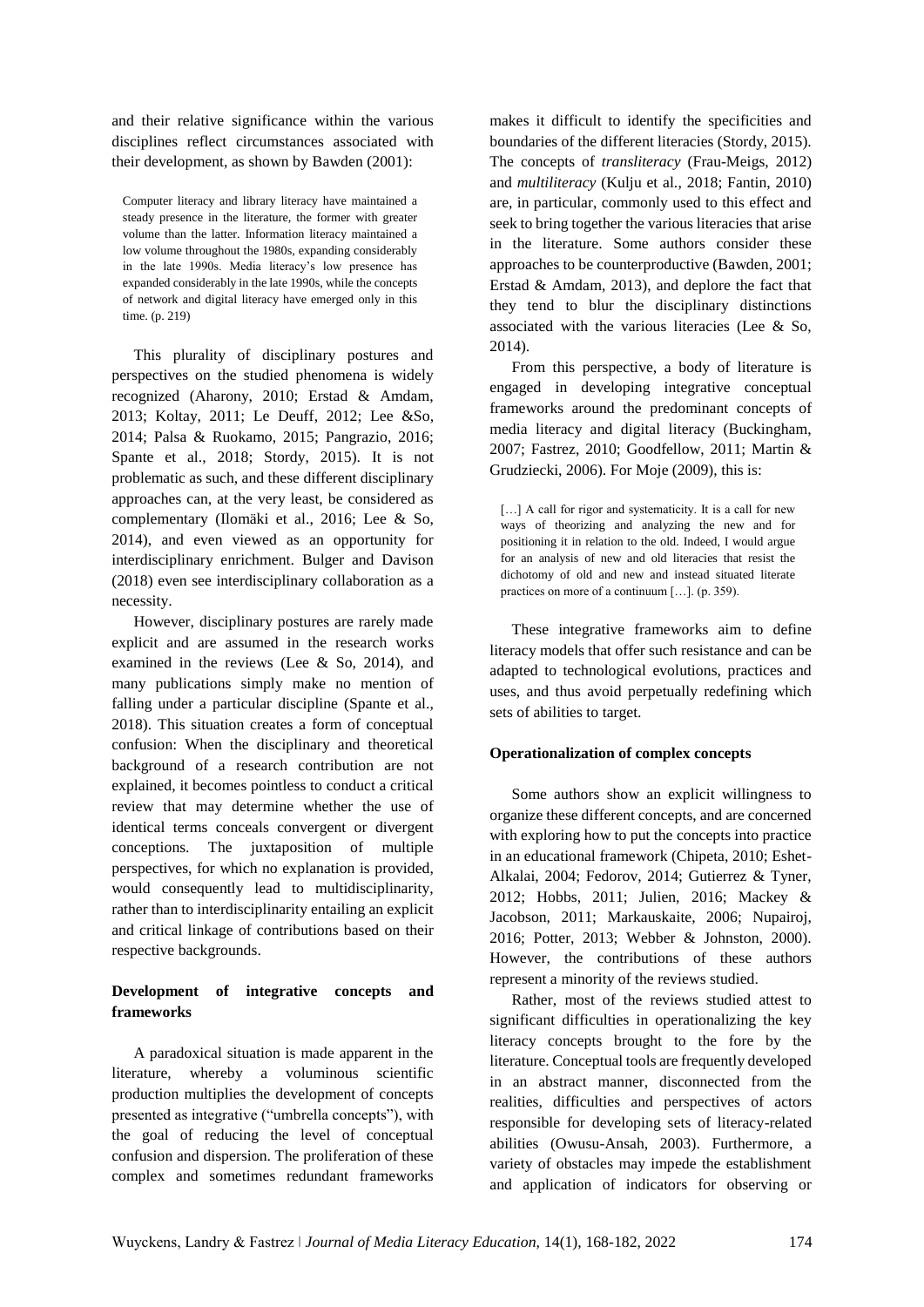and their relative significance within the various disciplines reflect circumstances associated with their development, as shown by Bawden (2001):

> Computer literacy and library literacy have maintained a steady presence in the literature, the former with greater volume than the latter. Information literacy maintained a low volume throughout the 1980s, expanding considerably in the late 1990s. Media literacy's low presence has expanded considerably in the late 1990s, while the concepts of network and digital literacy have emerged only in this time. (p. 219)

This plurality of disciplinary postures and perspectives on the studied phenomena is widely recognized (Aharony, 2010; Erstad & Amdam, 2013; Koltay, 2011; Le Deuff, 2012; Lee &So, 2014; Palsa & Ruokamo, 2015; Pangrazio, 2016; Spante et al., 2018; Stordy, 2015). It is not problematic as such, and these different disciplinary approaches can, at the very least, be considered as complementary (Ilomäki et al., 2016; Lee & So, 2014), and even viewed as an opportunity for interdisciplinary enrichment. Bulger and Davison (2018) even see interdisciplinary collaboration as a necessity.

However, disciplinary postures are rarely made explicit and are assumed in the research works examined in the reviews (Lee & So, 2014), and many publications simply make no mention of falling under a particular discipline (Spante et al., 2018). This situation creates a form of conceptual confusion: When the disciplinary and theoretical background of a research contribution are not explained, it becomes pointless to conduct a critical review that may determine whether the use of identical terms conceals convergent or divergent conceptions. The juxtaposition of multiple perspectives, for which no explanation is provided, would consequently lead to multidisciplinarity, rather than to interdisciplinarity entailing an explicit and critical linkage of contributions based on their respective backgrounds.

**Development of integrative concepts and frameworks**

A paradoxical situation is made apparent in the literature, whereby a voluminous scientific production multiplies the development of concepts presented as integrative ("umbrella concepts"), with the goal of reducing the level of conceptual confusion and dispersion. The proliferation of these complex and sometimes redundant frameworks makes it difficult to identify the specificities and boundaries of the different literacies (Stordy, 2015). The concepts of *transliteracy* (Frau-Meigs, 2012) and *multiliteracy* (Kulju et al., 2018; Fantin, 2010) are, in particular, commonly used to this effect and seek to bring together the various literacies that arise in the literature. Some authors consider these approaches to be counterproductive (Bawden, 2001; Erstad & Amdam, 2013), and deplore the fact that they tend to blur the disciplinary distinctions associated with the various literacies (Lee & So, 2014).

From this perspective, a body of literature is engaged in developing integrative conceptual frameworks around the predominant concepts of media literacy and digital literacy (Buckingham, 2007; Fastrez, 2010; Goodfellow, 2011; Martin & Grudziecki, 2006). For Moje (2009), this is:

> […] A call for rigor and systematicity. It is a call for new ways of theorizing and analyzing the new and for positioning it in relation to the old. Indeed, I would argue for an analysis of new and old literacies that resist the dichotomy of old and new and instead situated literate practices on more of a continuum […]. (p. 359).

These integrative frameworks aim to define literacy models that offer such resistance and can be adapted to technological evolutions, practices and uses, and thus avoid perpetually redefining which sets of abilities to target.

**Operationalization of complex concepts**

Some authors show an explicit willingness to organize these different concepts, and are concerned with exploring how to put the concepts into practice in an educational framework (Chipeta, 2010; Eshet-Alkalai, 2004; Fedorov, 2014; Gutierrez & Tyner, 2012; Hobbs, 2011; Julien, 2016; Mackey & Jacobson, 2011; Markauskaite, 2006; Nupairoj, 2016; Potter, 2013; Webber & Johnston, 2000). However, the contributions of these authors represent a minority of the reviews studied.

Rather, most of the reviews studied attest to significant difficulties in operationalizing the key literacy concepts brought to the fore by the literature. Conceptual tools are frequently developed in an abstract manner, disconnected from the realities, difficulties and perspectives of actors responsible for developing sets of literacy-related abilities (Owusu-Ansah, 2003). Furthermore, a variety of obstacles may impede the establishment and application of indicators for observing or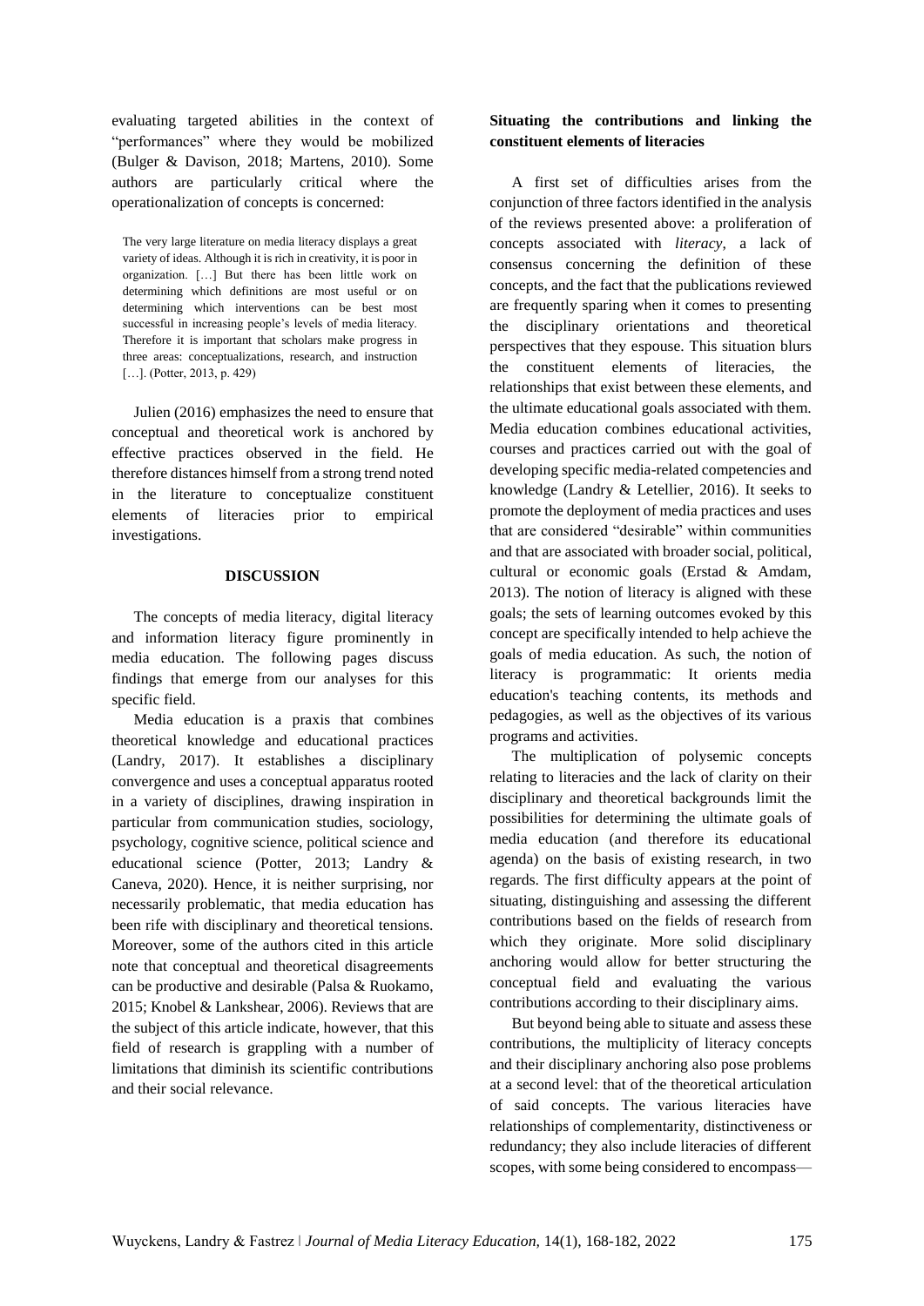evaluating targeted abilities in the context of "performances" where they would be mobilized (Bulger & Davison, 2018; Martens, 2010). Some authors are particularly critical where the operationalization of concepts is concerned:

> The very large literature on media literacy displays a great variety of ideas. Although it is rich in creativity, it is poor in organization. […] But there has been little work on determining which definitions are most useful or on determining which interventions can be best most successful in increasing people's levels of media literacy. Therefore it is important that scholars make progress in three areas: conceptualizations, research, and instruction […]. (Potter, 2013, p. 429)

Julien (2016) emphasizes the need to ensure that conceptual and theoretical work is anchored by effective practices observed in the field. He therefore distances himself from a strong trend noted in the literature to conceptualize constituent elements of literacies prior to empirical investigations.

## DISCUSSION

The concepts of media literacy, digital literacy and information literacy figure prominently in media education. The following pages discuss findings that emerge from our analyses for this specific field.

Media education is a praxis that combines theoretical knowledge and educational practices (Landry, 2017). It establishes a disciplinary convergence and uses a conceptual apparatus rooted in a variety of disciplines, drawing inspiration in particular from communication studies, sociology, psychology, cognitive science, political science and educational science (Potter, 2013; Landry & Caneva, 2020). Hence, it is neither surprising, nor necessarily problematic, that media education has been rife with disciplinary and theoretical tensions. Moreover, some of the authors cited in this article note that conceptual and theoretical disagreements can be productive and desirable (Palsa & Ruokamo, 2015; Knobel & Lankshear, 2006). Reviews that are the subject of this article indicate, however, that this field of research is grappling with a number of limitations that diminish its scientific contributions and their social relevance.

### Situating the contributions and linking the constituent elements of literacies

A first set of difficulties arises from the conjunction of three factors identified in the analysis of the reviews presented above: a proliferation of concepts associated with *literacy*, a lack of consensus concerning the definition of these concepts, and the fact that the publications reviewed are frequently sparing when it comes to presenting the disciplinary orientations and theoretical perspectives that they espouse. This situation blurs the constituent elements of literacies, the relationships that exist between these elements, and the ultimate educational goals associated with them. Media education combines educational activities, courses and practices carried out with the goal of developing specific media-related competencies and knowledge (Landry & Letellier, 2016). It seeks to promote the deployment of media practices and uses that are considered "desirable" within communities and that are associated with broader social, political, cultural or economic goals (Erstad & Amdam, 2013). The notion of literacy is aligned with these goals; the sets of learning outcomes evoked by this concept are specifically intended to help achieve the goals of media education. As such, the notion of literacy is programmatic: It orients media education's teaching contents, its methods and pedagogies, as well as the objectives of its various programs and activities.

The multiplication of polysemic concepts relating to literacies and the lack of clarity on their disciplinary and theoretical backgrounds limit the possibilities for determining the ultimate goals of media education (and therefore its educational agenda) on the basis of existing research, in two regards. The first difficulty appears at the point of situating, distinguishing and assessing the different contributions based on the fields of research from which they originate. More solid disciplinary anchoring would allow for better structuring the conceptual field and evaluating the various contributions according to their disciplinary aims.

But beyond being able to situate and assess these contributions, the multiplicity of literacy concepts and their disciplinary anchoring also pose problems at a second level: that of the theoretical articulation of said concepts. The various literacies have relationships of complementarity, distinctiveness or redundancy; they also include literacies of different scopes, with some being considered to encompass—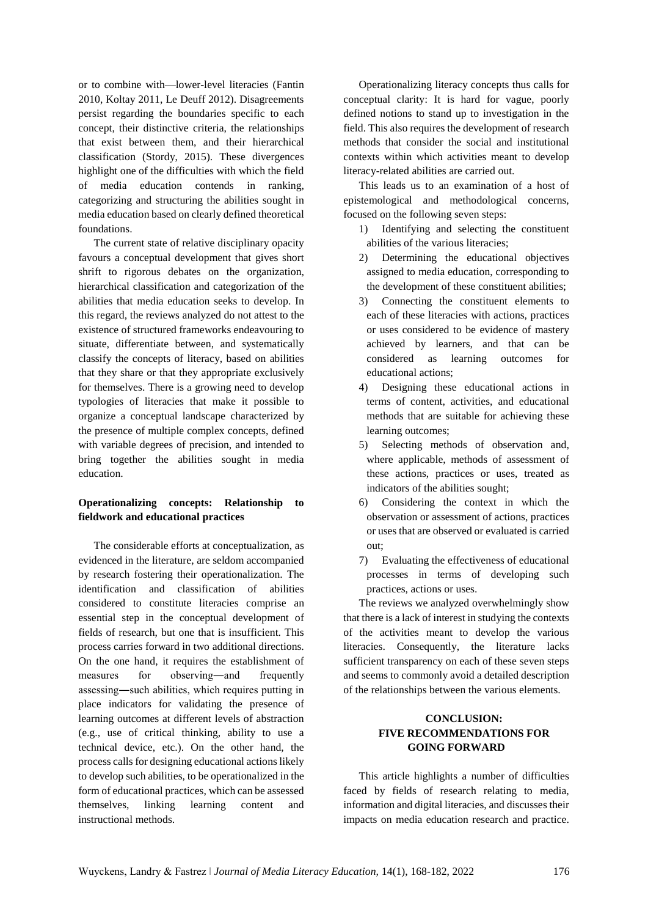or to combine with—lower-level literacies (Fantin 2010, Koltay 2011, Le Deuff 2012). Disagreements persist regarding the boundaries specific to each concept, their distinctive criteria, the relationships that exist between them, and their hierarchical classification (Stordy, 2015). These divergences highlight one of the difficulties with which the field of media education contends in ranking, categorizing and structuring the abilities sought in media education based on clearly defined theoretical foundations.

The current state of relative disciplinary opacity favours a conceptual development that gives short shrift to rigorous debates on the organization, hierarchical classification and categorization of the abilities that media education seeks to develop. In this regard, the reviews analyzed do not attest to the existence of structured frameworks endeavouring to situate, differentiate between, and systematically classify the concepts of literacy, based on abilities that they share or that they appropriate exclusively for themselves. There is a growing need to develop typologies of literacies that make it possible to organize a conceptual landscape characterized by the presence of multiple complex concepts, defined with variable degrees of precision, and intended to bring together the abilities sought in media education.

### Operationalizing concepts: Relationship to fieldwork and educational practices

The considerable efforts at conceptualization, as evidenced in the literature, are seldom accompanied by research fostering their operationalization. The identification and classification of abilities considered to constitute literacies comprise an essential step in the conceptual development of fields of research, but one that is insufficient. This process carries forward in two additional directions. On the one hand, it requires the establishment of measures for observing—and frequently assessing—such abilities, which requires putting in place indicators for validating the presence of learning outcomes at different levels of abstraction (e.g., use of critical thinking, ability to use a technical device, etc.). On the other hand, the process calls for designing educational actions likely to develop such abilities, to be operationalized in the form of educational practices, which can be assessed themselves, linking learning content and instructional methods.

Operationalizing literacy concepts thus calls for conceptual clarity: It is hard for vague, poorly defined notions to stand up to investigation in the field. This also requires the development of research methods that consider the social and institutional contexts within which activities meant to develop literacy-related abilities are carried out.

This leads us to an examination of a host of epistemological and methodological concerns, focused on the following seven steps:

1) Identifying and selecting the constituent abilities of the various literacies;
2) Determining the educational objectives assigned to media education, corresponding to the development of these constituent abilities;
3) Connecting the constituent elements to each of these literacies with actions, practices or uses considered to be evidence of mastery achieved by learners, and that can be considered as learning outcomes for educational actions;
4) Designing these educational actions in terms of content, activities, and educational methods that are suitable for achieving these learning outcomes;
5) Selecting methods of observation and, where applicable, methods of assessment of these actions, practices or uses, treated as indicators of the abilities sought;
6) Considering the context in which the observation or assessment of actions, practices or uses that are observed or evaluated is carried out;
7) Evaluating the effectiveness of educational processes in terms of developing such practices, actions or uses.

The reviews we analyzed overwhelmingly show that there is a lack of interest in studying the contexts of the activities meant to develop the various literacies. Consequently, the literature lacks sufficient transparency on each of these seven steps and seems to commonly avoid a detailed description of the relationships between the various elements.

## CONCLUSION: FIVE RECOMMENDATIONS FOR GOING FORWARD

This article highlights a number of difficulties faced by fields of research relating to media, information and digital literacies, and discusses their impacts on media education research and practice.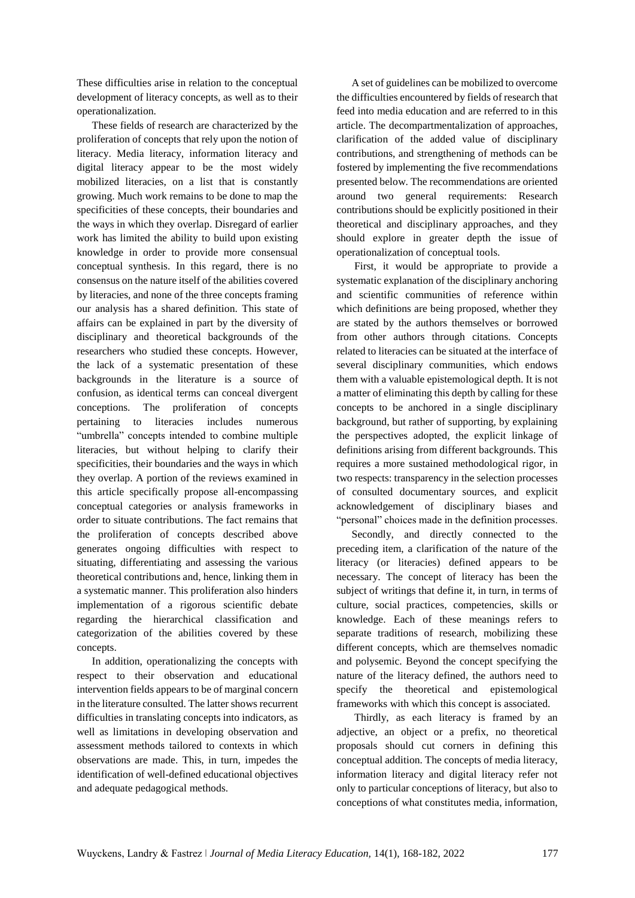These difficulties arise in relation to the conceptual development of literacy concepts, as well as to their operationalization.

These fields of research are characterized by the proliferation of concepts that rely upon the notion of literacy. Media literacy, information literacy and digital literacy appear to be the most widely mobilized literacies, on a list that is constantly growing. Much work remains to be done to map the specificities of these concepts, their boundaries and the ways in which they overlap. Disregard of earlier work has limited the ability to build upon existing knowledge in order to provide more consensual conceptual synthesis. In this regard, there is no consensus on the nature itself of the abilities covered by literacies, and none of the three concepts framing our analysis has a shared definition. This state of affairs can be explained in part by the diversity of disciplinary and theoretical backgrounds of the researchers who studied these concepts. However, the lack of a systematic presentation of these backgrounds in the literature is a source of confusion, as identical terms can conceal divergent conceptions. The proliferation of concepts pertaining to literacies includes numerous "umbrella" concepts intended to combine multiple literacies, but without helping to clarify their specificities, their boundaries and the ways in which they overlap. A portion of the reviews examined in this article specifically propose all-encompassing conceptual categories or analysis frameworks in order to situate contributions. The fact remains that the proliferation of concepts described above generates ongoing difficulties with respect to situating, differentiating and assessing the various theoretical contributions and, hence, linking them in a systematic manner. This proliferation also hinders implementation of a rigorous scientific debate regarding the hierarchical classification and categorization of the abilities covered by these concepts.

In addition, operationalizing the concepts with respect to their observation and educational intervention fields appears to be of marginal concern in the literature consulted. The latter shows recurrent difficulties in translating concepts into indicators, as well as limitations in developing observation and assessment methods tailored to contexts in which observations are made. This, in turn, impedes the identification of well-defined educational objectives and adequate pedagogical methods.

A set of guidelines can be mobilized to overcome the difficulties encountered by fields of research that feed into media education and are referred to in this article. The decompartmentalization of approaches, clarification of the added value of disciplinary contributions, and strengthening of methods can be fostered by implementing the five recommendations presented below. The recommendations are oriented around two general requirements: Research contributions should be explicitly positioned in their theoretical and disciplinary approaches, and they should explore in greater depth the issue of operationalization of conceptual tools.

First, it would be appropriate to provide a systematic explanation of the disciplinary anchoring and scientific communities of reference within which definitions are being proposed, whether they are stated by the authors themselves or borrowed from other authors through citations. Concepts related to literacies can be situated at the interface of several disciplinary communities, which endows them with a valuable epistemological depth. It is not a matter of eliminating this depth by calling for these concepts to be anchored in a single disciplinary background, but rather of supporting, by explaining the perspectives adopted, the explicit linkage of definitions arising from different backgrounds. This requires a more sustained methodological rigor, in two respects: transparency in the selection processes of consulted documentary sources, and explicit acknowledgement of disciplinary biases and "personal" choices made in the definition processes.

Secondly, and directly connected to the preceding item, a clarification of the nature of the literacy (or literacies) defined appears to be necessary. The concept of literacy has been the subject of writings that define it, in turn, in terms of culture, social practices, competencies, skills or knowledge. Each of these meanings refers to separate traditions of research, mobilizing these different concepts, which are themselves nomadic and polysemic. Beyond the concept specifying the nature of the literacy defined, the authors need to specify the theoretical and epistemological frameworks with which this concept is associated.

Thirdly, as each literacy is framed by an adjective, an object or a prefix, no theoretical proposals should cut corners in defining this conceptual addition. The concepts of media literacy, information literacy and digital literacy refer not only to particular conceptions of literacy, but also to conceptions of what constitutes media, information,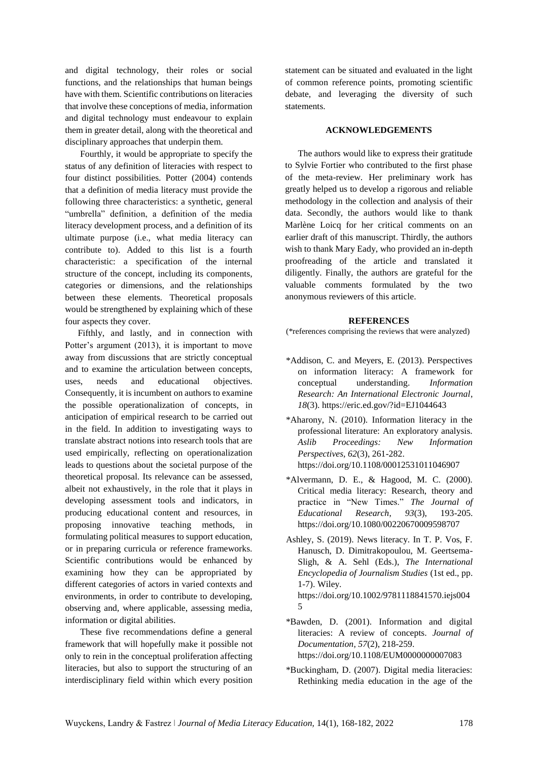and digital technology, their roles or social functions, and the relationships that human beings have with them. Scientific contributions on literacies that involve these conceptions of media, information and digital technology must endeavour to explain them in greater detail, along with the theoretical and disciplinary approaches that underpin them.

Fourthly, it would be appropriate to specify the status of any definition of literacies with respect to four distinct possibilities. Potter (2004) contends that a definition of media literacy must provide the following three characteristics: a synthetic, general "umbrella" definition, a definition of the media literacy development process, and a definition of its ultimate purpose (i.e., what media literacy can contribute to). Added to this list is a fourth characteristic: a specification of the internal structure of the concept, including its components, categories or dimensions, and the relationships between these elements. Theoretical proposals would be strengthened by explaining which of these four aspects they cover.

Fifthly, and lastly, and in connection with Potter's argument (2013), it is important to move away from discussions that are strictly conceptual and to examine the articulation between concepts, uses, needs and educational objectives. Consequently, it is incumbent on authors to examine the possible operationalization of concepts, in anticipation of empirical research to be carried out in the field. In addition to investigating ways to translate abstract notions into research tools that are used empirically, reflecting on operationalization leads to questions about the societal purpose of the theoretical proposal. Its relevance can be assessed, albeit not exhaustively, in the role that it plays in developing assessment tools and indicators, in producing educational content and resources, in proposing innovative teaching methods, in formulating political measures to support education, or in preparing curricula or reference frameworks. Scientific contributions would be enhanced by examining how they can be appropriated by different categories of actors in varied contexts and environments, in order to contribute to developing, observing and, where applicable, assessing media, information or digital abilities.

These five recommendations define a general framework that will hopefully make it possible not only to rein in the conceptual proliferation affecting literacies, but also to support the structuring of an interdisciplinary field within which every position statement can be situated and evaluated in the light of common reference points, promoting scientific debate, and leveraging the diversity of such statements.

## ACKNOWLEDGEMENTS

The authors would like to express their gratitude to Sylvie Fortier who contributed to the first phase of the meta-review. Her preliminary work has greatly helped us to develop a rigorous and reliable methodology in the collection and analysis of their data. Secondly, the authors would like to thank Marlène Loicq for her critical comments on an earlier draft of this manuscript. Thirdly, the authors wish to thank Mary Eady, who provided an in-depth proofreading of the article and translated it diligently. Finally, the authors are grateful for the valuable comments formulated by the two anonymous reviewers of this article.

## REFERENCES

(*references comprising the reviews that were analyzed)

*Addison, C. and Meyers, E. (2013). Perspectives on information literacy: A framework for conceptual understanding. *Information Research: An International Electronic Journal*, *18*(3). https://eric.ed.gov/?id=EJ1044643

*Aharony, N. (2010). Information literacy in the professional literature: An exploratory analysis. *Aslib Proceedings: New Information Perspectives*, *62*(3), 261-282. https://doi.org/10.1108/00012531011046907

*Alvermann, D. E., & Hagood, M. C. (2000). Critical media literacy: Research, theory and practice in "New Times." *The Journal of Educational Research*, *93*(3), 193-205. https://doi.org/10.1080/00220670009598707

Ashley, S. (2019). News literacy. In T. P. Vos, F. Hanusch, D. Dimitrakopoulou, M. Geertsema-Sligh, & A. Sehl (Eds.), *The International Encyclopedia of Journalism Studies* (1st ed., pp. 1-7). Wiley. https://doi.org/10.1002/9781118841570.iejs0045

*Bawden, D. (2001). Information and digital literacies: A review of concepts. *Journal of Documentation*, *57*(2), 218-259. https://doi.org/10.1108/EUM0000000007083

*Buckingham, D. (2007). Digital media literacies: Rethinking media education in the age of the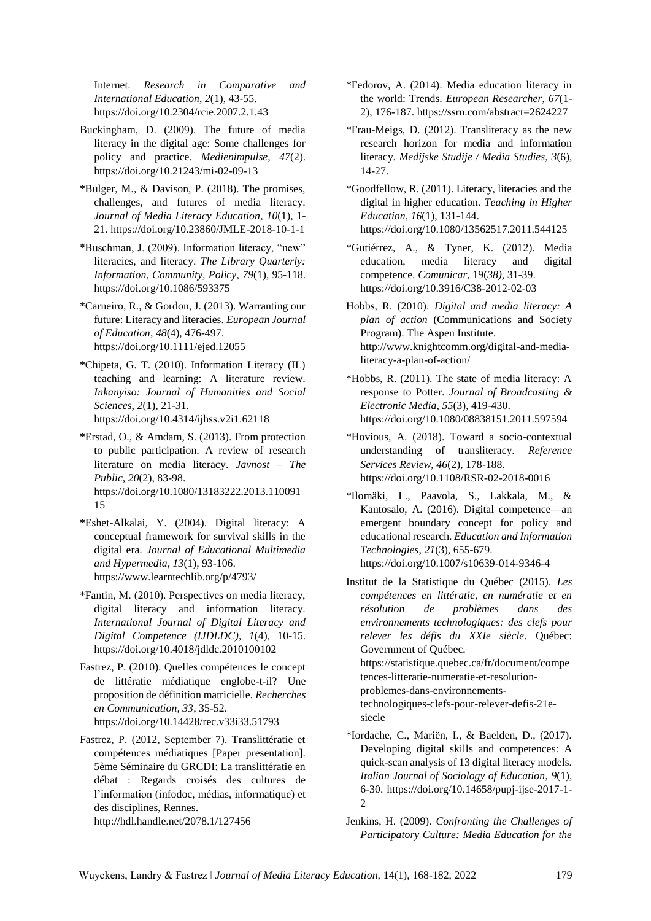Internet. *Research in Comparative and International Education*, *2*(1), 43-55. https://doi.org/10.2304/rcie.2007.2.1.43

Buckingham, D. (2009). The future of media literacy in the digital age: Some challenges for policy and practice. *Medienimpulse*, *47*(2). https://doi.org/10.21243/mi-02-09-13

*Bulger, M., & Davison, P. (2018). The promises, challenges, and futures of media literacy. *Journal of Media Literacy Education*, *10*(1), 1-21. https://doi.org/10.23860/JMLE-2018-10-1-1

*Buschman, J. (2009). Information literacy, "new" literacies, and literacy. *The Library Quarterly: Information, Community, Policy*, *79*(1), 95-118. https://doi.org/10.1086/593375

*Carneiro, R., & Gordon, J. (2013). Warranting our future: Literacy and literacies. *European Journal of Education*, *48*(4), 476-497. https://doi.org/10.1111/ejed.12055

*Chipeta, G. T. (2010). Information Literacy (IL) teaching and learning: A literature review. *Inkanyiso: Journal of Humanities and Social Sciences*, *2*(1), 21-31. https://doi.org/10.4314/ijhss.v2i1.62118

*Erstad, O., & Amdam, S. (2013). From protection to public participation. A review of research literature on media literacy. *Javnost – The Public*, *20*(2), 83-98. https://doi.org/10.1080/13183222.2013.11009115

*Eshet-Alkalai, Y. (2004). Digital literacy: A conceptual framework for survival skills in the digital era. *Journal of Educational Multimedia and Hypermedia*, *13*(1), 93-106. https://www.learntechlib.org/p/4793/

*Fantin, M. (2010). Perspectives on media literacy, digital literacy and information literacy. *International Journal of Digital Literacy and Digital Competence (IJDLDC)*, *1*(4), 10-15. https://doi.org/10.4018/jdldc.2010100102

Fastrez, P. (2010). Quelles compétences le concept de littératie médiatique englobe-t-il? Une proposition de définition matricielle. *Recherches en Communication, 33*, 35-52. https://doi.org/10.14428/rec.v33i33.51793

Fastrez, P. (2012, September 7). Translittératie et compétences médiatiques [Paper presentation]. 5ème Séminaire du GRCDI: La translittératie en débat : Regards croisés des cultures de l'information (infodoc, médias, informatique) et des disciplines, Rennes. http://hdl.handle.net/2078.1/127456

*Fedorov, A. (2014). Media education literacy in the world: Trends. *European Researcher*, *67*(1-2), 176-187. https://ssrn.com/abstract=2624227

*Frau-Meigs, D. (2012). Transliteracy as the new research horizon for media and information literacy. *Medijske Studije / Media Studies*, *3*(6), 14-27.

*Goodfellow, R. (2011). Literacy, literacies and the digital in higher education. *Teaching in Higher Education*, *16*(1), 131-144. https://doi.org/10.1080/13562517.2011.544125

*Gutiérrez, A., & Tyner, K. (2012). Media education, media literacy and digital competence. *Comunicar*, 19(*38)*, 31-39. https://doi.org/10.3916/C38-2012-02-03

Hobbs, R. (2010). *Digital and media literacy: A plan of action* (Communications and Society Program). The Aspen Institute. http://www.knightcomm.org/digital-and-media-literacy-a-plan-of-action/

*Hobbs, R. (2011). The state of media literacy: A response to Potter. *Journal of Broadcasting & Electronic Media*, *55*(3), 419-430. https://doi.org/10.1080/08838151.2011.597594

*Hovious, A. (2018). Toward a socio-contextual understanding of transliteracy. *Reference Services Review*, *46*(2), 178-188. https://doi.org/10.1108/RSR-02-2018-0016

*Ilomäki, L., Paavola, S., Lakkala, M., & Kantosalo, A. (2016). Digital competence—an emergent boundary concept for policy and educational research. *Education and Information Technologies*, *21*(3), 655-679. https://doi.org/10.1007/s10639-014-9346-4

Institut de la Statistique du Québec (2015). *Les compétences en littératie, en numératie et en résolution de problèmes dans des environnements technologiques: des clefs pour relever les défis du XXIe siècle*. Québec: Government of Québec. https://statistique.quebec.ca/fr/document/competences-litteratie-numeratie-et-resolution-problemes-dans-environnements-technologiques-clefs-pour-relever-defis-21e-siecle

*Iordache, C., Mariën, I., & Baelden, D., (2017). Developing digital skills and competences: A quick-scan analysis of 13 digital literacy models. *Italian Journal of Sociology of Education*, *9*(1), 6-30. https://doi.org/10.14658/pupj-ijse-2017-1-2

Jenkins, H. (2009). *Confronting the Challenges of Participatory Culture: Media Education for the*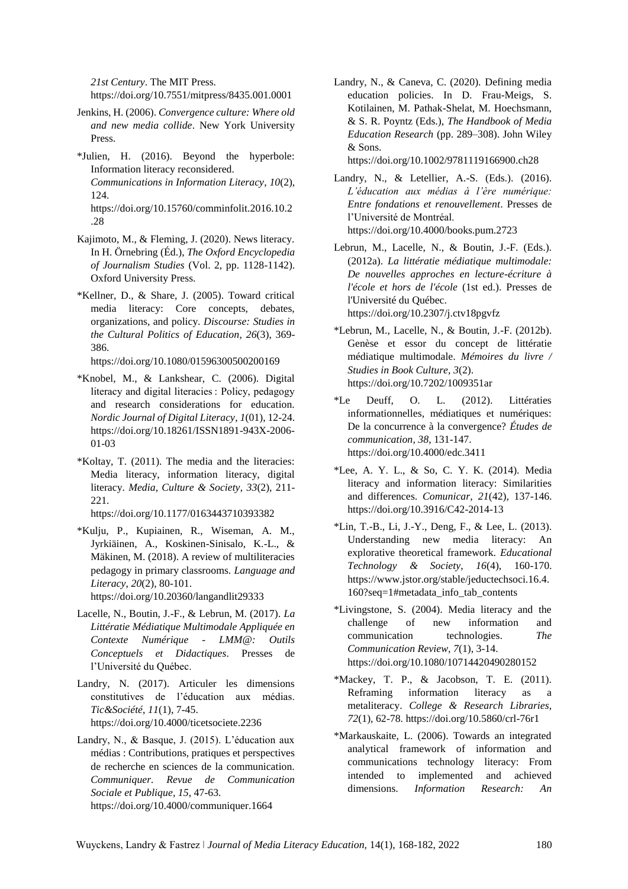*21st Century*. The MIT Press. https://doi.org/10.7551/mitpress/8435.001.0001

Jenkins, H. (2006). *Convergence culture: Where old and new media collide*. New York University Press.

*Julien, H. (2016). Beyond the hyperbole: Information literacy reconsidered. *Communications in Information Literacy*, *10*(2), 124. https://doi.org/10.15760/comminfolit.2016.10.2.28

Kajimoto, M., & Fleming, J. (2020). News literacy. In H. Örnebring (Éd.), *The Oxford Encyclopedia of Journalism Studies* (Vol. 2, pp. 1128-1142). Oxford University Press.

*Kellner, D., & Share, J. (2005). Toward critical media literacy: Core concepts, debates, organizations, and policy. *Discourse: Studies in the Cultural Politics of Education*, *26*(3), 369-386. https://doi.org/10.1080/01596300500200169

*Knobel, M., & Lankshear, C. (2006). Digital literacy and digital literacies : Policy, pedagogy and research considerations for education. *Nordic Journal of Digital Literacy*, *1*(01), 12-24. https://doi.org/10.18261/ISSN1891-943X-2006-01-03

*Koltay, T. (2011). The media and the literacies: Media literacy, information literacy, digital literacy. *Media, Culture & Society*, *33*(2), 211-221. https://doi.org/10.1177/0163443710393382

*Kulju, P., Kupiainen, R., Wiseman, A. M., Jyrkiäinen, A., Koskinen-Sinisalo, K.-L., & Mäkinen, M. (2018). A review of multiliteracies pedagogy in primary classrooms. *Language and Literacy*, *20*(2), 80-101. https://doi.org/10.20360/langandlit29333

Lacelle, N., Boutin, J.-F., & Lebrun, M. (2017). *La Littératie Médiatique Multimodale Appliquée en Contexte Numérique - LMM@: Outils Conceptuels et Didactiques*. Presses de l'Université du Québec.

Landry, N. (2017). Articuler les dimensions constitutives de l'éducation aux médias. *Tic&Société*, *11*(1), 7-45. https://doi.org/10.4000/ticetsociete.2236

Landry, N., & Basque, J. (2015). L'éducation aux médias : Contributions, pratiques et perspectives de recherche en sciences de la communication. *Communiquer. Revue de Communication Sociale et Publique*, *15*, 47-63. https://doi.org/10.4000/communiquer.1664

Landry, N., & Caneva, C. (2020). Defining media education policies. In D. Frau-Meigs, S. Kotilainen, M. Pathak-Shelat, M. Hoechsmann, & S. R. Poyntz (Eds.), *The Handbook of Media Education Research* (pp. 289–308). John Wiley & Sons. https://doi.org/10.1002/9781119166900.ch28

Landry, N., & Letellier, A.-S. (Eds.). (2016). *L'éducation aux médias à l'ère numérique: Entre fondations et renouvellement*. Presses de l'Université de Montréal. https://doi.org/10.4000/books.pum.2723

Lebrun, M., Lacelle, N., & Boutin, J.-F. (Eds.). (2012a). *La littératie médiatique multimodale: De nouvelles approches en lecture-écriture à l'école et hors de l'école* (1st ed.). Presses de l'Université du Québec. https://doi.org/10.2307/j.ctv18pgvfz

*Lebrun, M., Lacelle, N., & Boutin, J.-F. (2012b). Genèse et essor du concept de littératie médiatique multimodale. *Mémoires du livre / Studies in Book Culture*, *3*(2). https://doi.org/10.7202/1009351ar

*Le Deuff, O. L. (2012). Littératies informationnelles, médiatiques et numériques: De la concurrence à la convergence? *Études de communication*, *38*, 131-147. https://doi.org/10.4000/edc.3411

*Lee, A. Y. L., & So, C. Y. K. (2014). Media literacy and information literacy: Similarities and differences. *Comunicar*, *21*(42), 137-146. https://doi.org/10.3916/C42-2014-13

*Lin, T.-B., Li, J.-Y., Deng, F., & Lee, L. (2013). Understanding new media literacy: An explorative theoretical framework. *Educational Technology & Society*, *16*(4), 160-170. https://www.jstor.org/stable/jeductechsoci.16.4.160?seq=1#metadata_info_tab_contents

*Livingstone, S. (2004). Media literacy and the challenge of new information and communication technologies. *The Communication Review*, *7*(1), 3-14. https://doi.org/10.1080/10714420490280152

*Mackey, T. P., & Jacobson, T. E. (2011). Reframing information literacy as a metaliteracy. *College & Research Libraries*, *72*(1), 62-78. https://doi.org/10.5860/crl-76r1

*Markauskaite, L. (2006). Towards an integrated analytical framework of information and communications technology literacy: From intended to implemented and achieved dimensions. *Information Research: An*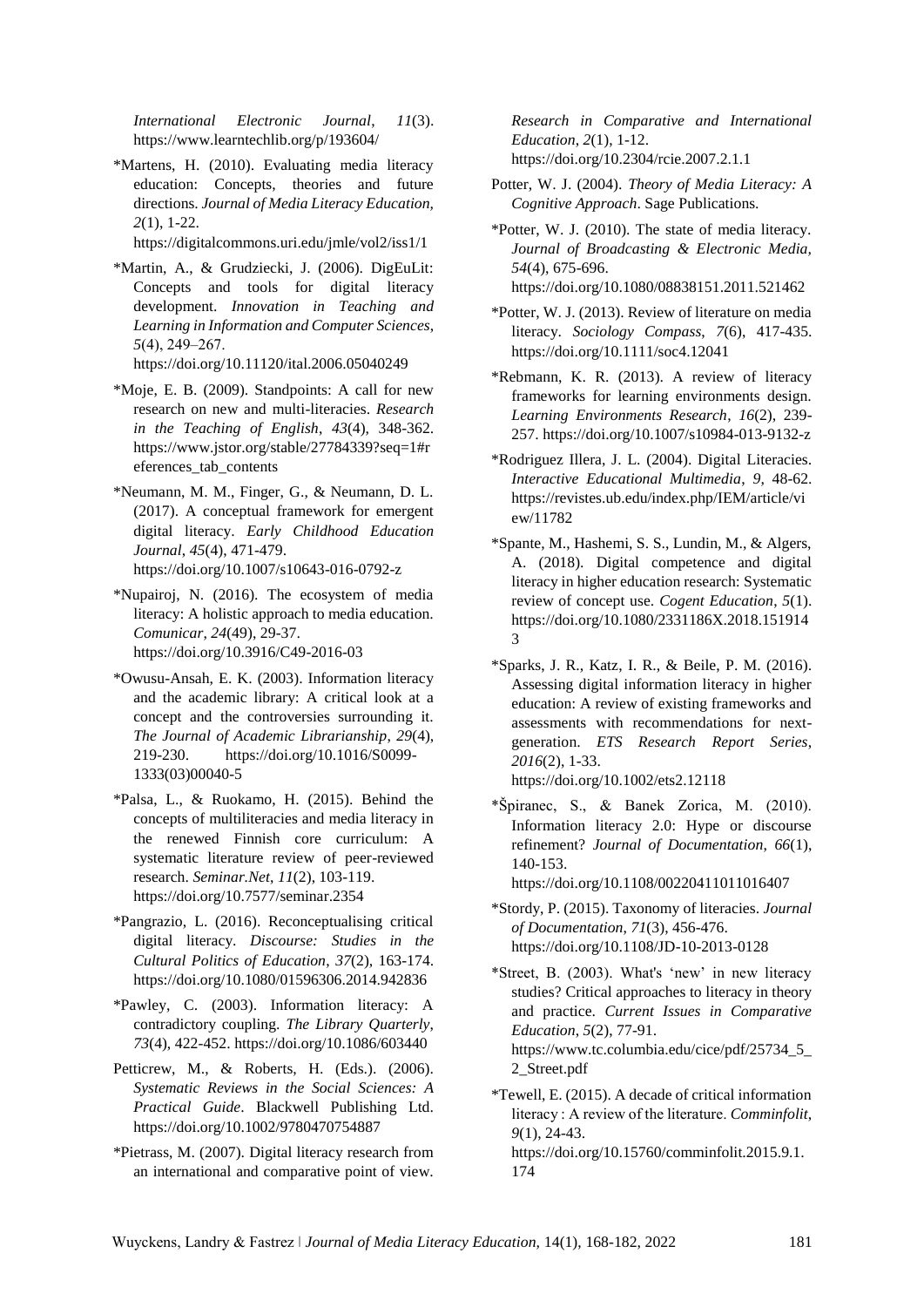*International Electronic Journal*, *11*(3). https://www.learntechlib.org/p/193604/

*Martens, H. (2010). Evaluating media literacy education: Concepts, theories and future directions. *Journal of Media Literacy Education, 2*(1), 1-22. https://digitalcommons.uri.edu/jmle/vol2/iss1/1

*Martin, A., & Grudziecki, J. (2006). DigEuLit: Concepts and tools for digital literacy development. *Innovation in Teaching and Learning in Information and Computer Sciences*, *5*(4), 249–267. https://doi.org/10.11120/ital.2006.05040249

*Moje, E. B. (2009). Standpoints: A call for new research on new and multi-literacies. *Research in the Teaching of English*, *43*(4), 348-362. https://www.jstor.org/stable/27784339?seq=1#references_tab_contents

*Neumann, M. M., Finger, G., & Neumann, D. L. (2017). A conceptual framework for emergent digital literacy. *Early Childhood Education Journal*, *45*(4), 471-479. https://doi.org/10.1007/s10643-016-0792-z

*Nupairoj, N. (2016). The ecosystem of media literacy: A holistic approach to media education. *Comunicar*, *24*(49), 29-37. https://doi.org/10.3916/C49-2016-03

*Owusu-Ansah, E. K. (2003). Information literacy and the academic library: A critical look at a concept and the controversies surrounding it. *The Journal of Academic Librarianship*, *29*(4), 219-230. https://doi.org/10.1016/S0099-1333(03)00040-5

*Palsa, L., & Ruokamo, H. (2015). Behind the concepts of multiliteracies and media literacy in the renewed Finnish core curriculum: A systematic literature review of peer-reviewed research. *Seminar.Net*, *11*(2), 103-119. https://doi.org/10.7577/seminar.2354

*Pangrazio, L. (2016). Reconceptualising critical digital literacy. *Discourse: Studies in the Cultural Politics of Education*, *37*(2), 163-174. https://doi.org/10.1080/01596306.2014.942836

*Pawley, C. (2003). Information literacy: A contradictory coupling. *The Library Quarterly*, *73*(4), 422-452. https://doi.org/10.1086/603440

Petticrew, M., & Roberts, H. (Eds.). (2006). *Systematic Reviews in the Social Sciences: A Practical Guide*. Blackwell Publishing Ltd. https://doi.org/10.1002/9780470754887

*Pietrass, M. (2007). Digital literacy research from an international and comparative point of view. *Research in Comparative and International Education*, *2*(1), 1-12. https://doi.org/10.2304/rcie.2007.2.1.1

Potter, W. J. (2004). *Theory of Media Literacy: A Cognitive Approach*. Sage Publications.

*Potter, W. J. (2010). The state of media literacy. *Journal of Broadcasting & Electronic Media, 54*(4), 675-696. https://doi.org/10.1080/08838151.2011.521462

*Potter, W. J. (2013). Review of literature on media literacy. *Sociology Compass*, *7*(6), 417-435. https://doi.org/10.1111/soc4.12041

*Rebmann, K. R. (2013). A review of literacy frameworks for learning environments design. *Learning Environments Research*, *16*(2), 239-257. https://doi.org/10.1007/s10984-013-9132-z

*Rodriguez Illera, J. L. (2004). Digital Literacies. *Interactive Educational Multimedia*, *9*, 48-62. https://revistes.ub.edu/index.php/IEM/article/view/11782

*Spante, M., Hashemi, S. S., Lundin, M., & Algers, A. (2018). Digital competence and digital literacy in higher education research: Systematic review of concept use. *Cogent Education*, *5*(1). https://doi.org/10.1080/2331186X.2018.1519143

*Sparks, J. R., Katz, I. R., & Beile, P. M. (2016). Assessing digital information literacy in higher education: A review of existing frameworks and assessments with recommendations for next-generation. *ETS Research Report Series*, *2016*(2), 1-33. https://doi.org/10.1002/ets2.12118

*Špiranec, S., & Banek Zorica, M. (2010). Information literacy 2.0: Hype or discourse refinement? *Journal of Documentation*, *66*(1), 140-153. https://doi.org/10.1108/00220411011016407

*Stordy, P. (2015). Taxonomy of literacies. *Journal of Documentation*, *71*(3), 456-476. https://doi.org/10.1108/JD-10-2013-0128

*Street, B. (2003). What's 'new' in new literacy studies? Critical approaches to literacy in theory and practice. *Current Issues in Comparative Education*, *5*(2), 77-91. https://www.tc.columbia.edu/cice/pdf/25734_5_2_Street.pdf

*Tewell, E. (2015). A decade of critical information literacy : A review of the literature. *Comminfolit*, *9*(1), 24-43. https://doi.org/10.15760/comminfolit.2015.9.1.174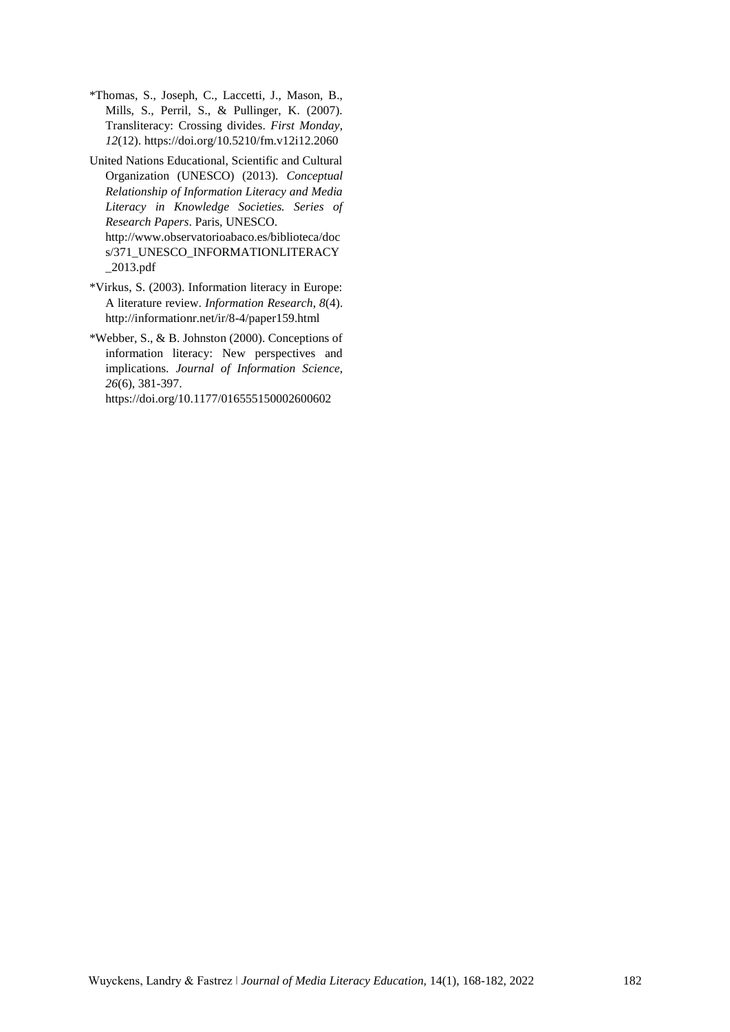*Thomas, S., Joseph, C., Laccetti, J., Mason, B., Mills, S., Perril, S., & Pullinger, K. (2007). Transliteracy: Crossing divides. *First Monday*, *12*(12). https://doi.org/10.5210/fm.v12i12.2060

United Nations Educational, Scientific and Cultural Organization (UNESCO) (2013). *Conceptual Relationship of Information Literacy and Media Literacy in Knowledge Societies. Series of Research Papers*. Paris, UNESCO. http://www.observatorioabaco.es/biblioteca/docs/371_UNESCO_INFORMATIONLITERACY_2013.pdf

*Virkus, S. (2003). Information literacy in Europe: A literature review. *Information Research*, *8*(4). http://informationr.net/ir/8-4/paper159.html

*Webber, S., & B. Johnston (2000). Conceptions of information literacy: New perspectives and implications. *Journal of Information Science*, *26*(6), 381-397. https://doi.org/10.1177/016555150002600602